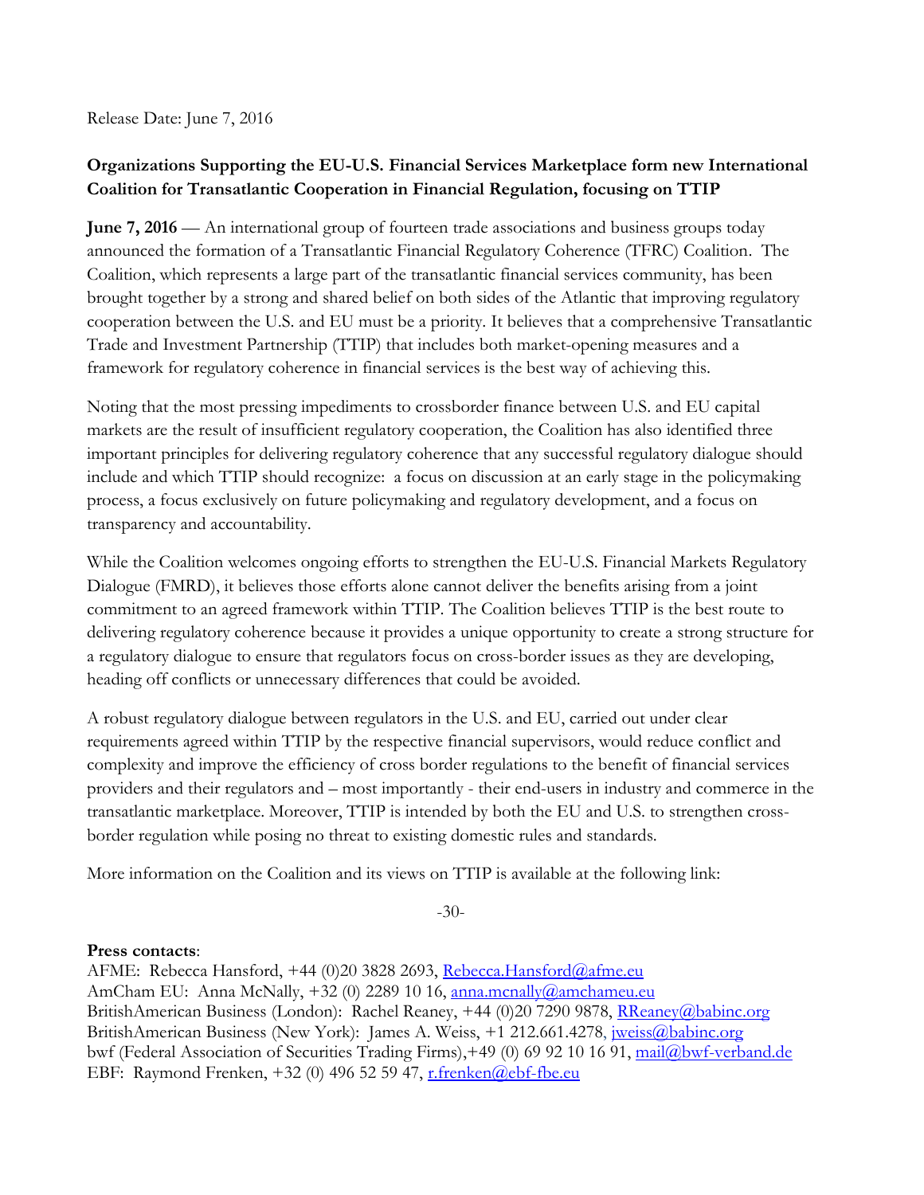Release Date: June 7, 2016

**Organizations Supporting the EU-U.S. Financial Services Marketplace form new International Coalition for Transatlantic Cooperation in Financial Regulation, focusing on TTIP**

**June 7, 2016** — An international group of fourteen trade associations and business groups today announced the formation of a Transatlantic Financial Regulatory Coherence (TFRC) Coalition. The Coalition, which represents a large part of the transatlantic financial services community, has been brought together by a strong and shared belief on both sides of the Atlantic that improving regulatory cooperation between the U.S. and EU must be a priority. It believes that a comprehensive Transatlantic Trade and Investment Partnership (TTIP) that includes both market-opening measures and a framework for regulatory coherence in financial services is the best way of achieving this.

Noting that the most pressing impediments to crossborder finance between U.S. and EU capital markets are the result of insufficient regulatory cooperation, the Coalition has also identified three important principles for delivering regulatory coherence that any successful regulatory dialogue should include and which TTIP should recognize: a focus on discussion at an early stage in the policymaking process, a focus exclusively on future policymaking and regulatory development, and a focus on transparency and accountability.

While the Coalition welcomes ongoing efforts to strengthen the EU-U.S. Financial Markets Regulatory Dialogue (FMRD), it believes those efforts alone cannot deliver the benefits arising from a joint commitment to an agreed framework within TTIP. The Coalition believes TTIP is the best route to delivering regulatory coherence because it provides a unique opportunity to create a strong structure for a regulatory dialogue to ensure that regulators focus on cross-border issues as they are developing, heading off conflicts or unnecessary differences that could be avoided.

A robust regulatory dialogue between regulators in the U.S. and EU, carried out under clear requirements agreed within TTIP by the respective financial supervisors, would reduce conflict and complexity and improve the efficiency of cross border regulations to the benefit of financial services providers and their regulators and – most importantly - their end-users in industry and commerce in the transatlantic marketplace. Moreover, TTIP is intended by both the EU and U.S. to strengthen cross-border regulation while posing no threat to existing domestic rules and standards.

More information on the Coalition and its views on TTIP is available at the following link:

-30-

**Press contacts**:
AFME: Rebecca Hansford, +44 (0)20 3828 2693, Rebecca.Hansford@afme.eu
AmCham EU: Anna McNally, +32 (0) 2289 10 16, anna.mcnally@amchameu.eu
BritishAmerican Business (London): Rachel Reaney, +44 (0)20 7290 9878, RReaney@babinc.org
BritishAmerican Business (New York): James A. Weiss, +1 212.661.4278, jweiss@babinc.org
bwf (Federal Association of Securities Trading Firms),+49 (0) 69 92 10 16 91, mail@bwf-verband.de
EBF: Raymond Frenken, +32 (0) 496 52 59 47, r.frenken@ebf-fbe.eu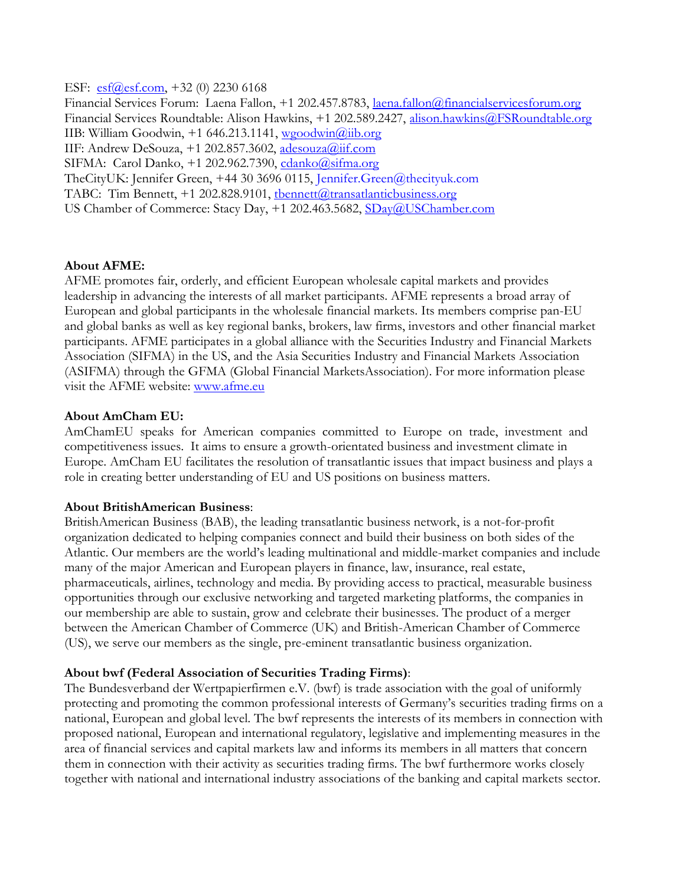ESF: esf@esf.com, +32 (0) 2230 6168
Financial Services Forum: Laena Fallon, +1 202.457.8783, laena.fallon@financialservicesforum.org
Financial Services Roundtable: Alison Hawkins, +1 202.589.2427, alison.hawkins@FSRoundtable.org
IIB: William Goodwin, +1 646.213.1141, wgoodwin@iib.org
IIF: Andrew DeSouza, +1 202.857.3602, adesouza@iif.com
SIFMA: Carol Danko, +1 202.962.7390, cdanko@sifma.org
TheCityUK: Jennifer Green, +44 30 3696 0115, Jennifer.Green@thecityuk.com
TABC: Tim Bennett, +1 202.828.9101, tbennett@transatlanticbusiness.org
US Chamber of Commerce: Stacy Day, +1 202.463.5682, SDay@USChamber.com

**About AFME:**
AFME promotes fair, orderly, and efficient European wholesale capital markets and provides leadership in advancing the interests of all market participants. AFME represents a broad array of European and global participants in the wholesale financial markets. Its members comprise pan-EU and global banks as well as key regional banks, brokers, law firms, investors and other financial market participants. AFME participates in a global alliance with the Securities Industry and Financial Markets Association (SIFMA) in the US, and the Asia Securities Industry and Financial Markets Association (ASIFMA) through the GFMA (Global Financial MarketsAssociation). For more information please visit the AFME website: www.afme.eu

**About AmCham EU:**
AmChamEU speaks for American companies committed to Europe on trade, investment and competitiveness issues. It aims to ensure a growth-orientated business and investment climate in Europe. AmCham EU facilitates the resolution of transatlantic issues that impact business and plays a role in creating better understanding of EU and US positions on business matters.

**About BritishAmerican Business**:
BritishAmerican Business (BAB), the leading transatlantic business network, is a not-for-profit organization dedicated to helping companies connect and build their business on both sides of the Atlantic. Our members are the world's leading multinational and middle-market companies and include many of the major American and European players in finance, law, insurance, real estate, pharmaceuticals, airlines, technology and media. By providing access to practical, measurable business opportunities through our exclusive networking and targeted marketing platforms, the companies in our membership are able to sustain, grow and celebrate their businesses. The product of a merger between the American Chamber of Commerce (UK) and British-American Chamber of Commerce (US), we serve our members as the single, pre-eminent transatlantic business organization.

**About bwf (Federal Association of Securities Trading Firms)**:
The Bundesverband der Wertpapierfirmen e.V. (bwf) is trade association with the goal of uniformly protecting and promoting the common professional interests of Germany's securities trading firms on a national, European and global level. The bwf represents the interests of its members in connection with proposed national, European and international regulatory, legislative and implementing measures in the area of financial services and capital markets law and informs its members in all matters that concern them in connection with their activity as securities trading firms. The bwf furthermore works closely together with national and international industry associations of the banking and capital markets sector.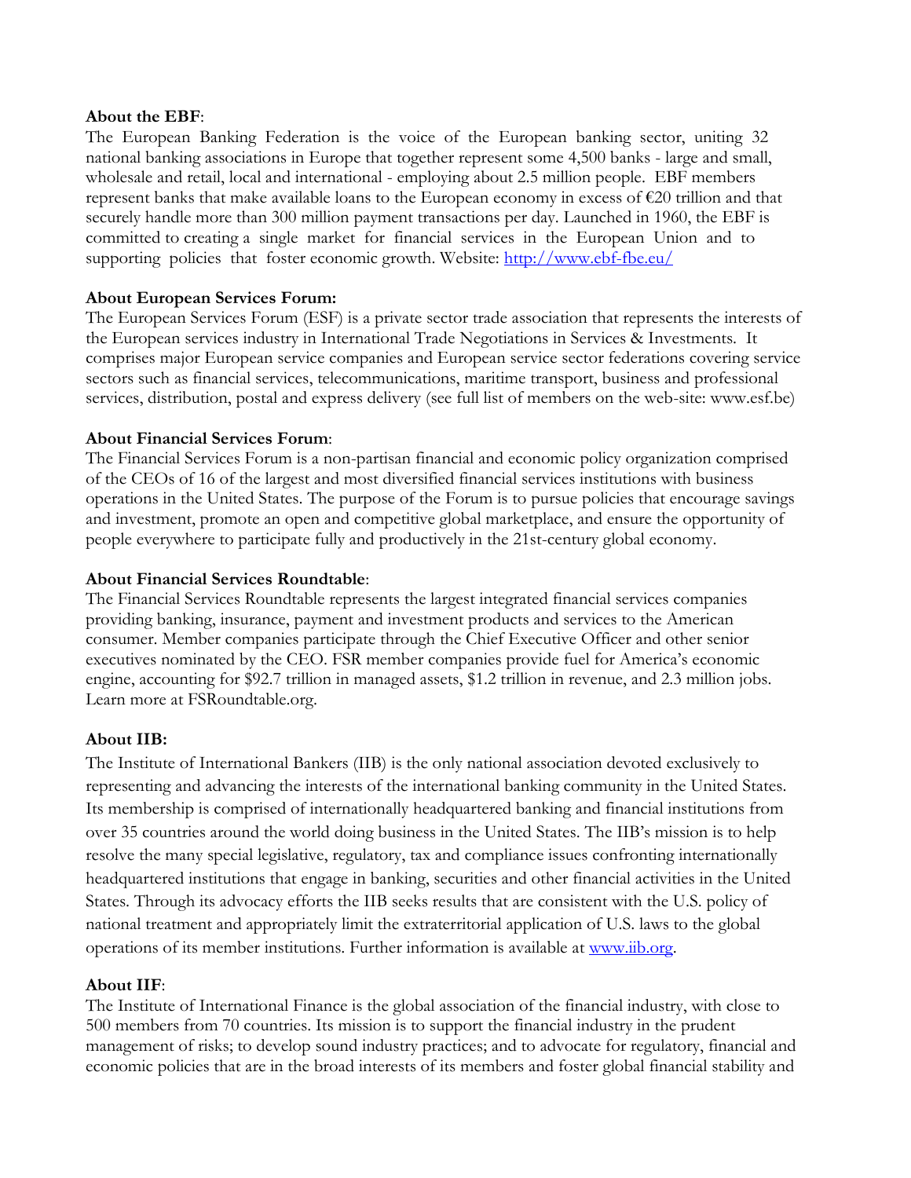**About the EBF**:

The European Banking Federation is the voice of the European banking sector, uniting 32 national banking associations in Europe that together represent some 4,500 banks - large and small, wholesale and retail, local and international - employing about 2.5 million people. EBF members represent banks that make available loans to the European economy in excess of €20 trillion and that securely handle more than 300 million payment transactions per day. Launched in 1960, the EBF is committed to creating a single market for financial services in the European Union and to supporting policies that foster economic growth. Website: [http://www.ebf-fbe.eu/](http://www.ebf-fbe.eu/)

**About European Services Forum:**

The European Services Forum (ESF) is a private sector trade association that represents the interests of the European services industry in International Trade Negotiations in Services & Investments. It comprises major European service companies and European service sector federations covering service sectors such as financial services, telecommunications, maritime transport, business and professional services, distribution, postal and express delivery (see full list of members on the web-site: www.esf.be)

**About Financial Services Forum**:

The Financial Services Forum is a non-partisan financial and economic policy organization comprised of the CEOs of 16 of the largest and most diversified financial services institutions with business operations in the United States. The purpose of the Forum is to pursue policies that encourage savings and investment, promote an open and competitive global marketplace, and ensure the opportunity of people everywhere to participate fully and productively in the 21st-century global economy.

**About Financial Services Roundtable**:

The Financial Services Roundtable represents the largest integrated financial services companies providing banking, insurance, payment and investment products and services to the American consumer. Member companies participate through the Chief Executive Officer and other senior executives nominated by the CEO. FSR member companies provide fuel for America's economic engine, accounting for $92.7 trillion in managed assets, $1.2 trillion in revenue, and 2.3 million jobs. Learn more at FSRoundtable.org.

**About IIB:**

The Institute of International Bankers (IIB) is the only national association devoted exclusively to representing and advancing the interests of the international banking community in the United States. Its membership is comprised of internationally headquartered banking and financial institutions from over 35 countries around the world doing business in the United States. The IIB's mission is to help resolve the many special legislative, regulatory, tax and compliance issues confronting internationally headquartered institutions that engage in banking, securities and other financial activities in the United States. Through its advocacy efforts the IIB seeks results that are consistent with the U.S. policy of national treatment and appropriately limit the extraterritorial application of U.S. laws to the global operations of its member institutions. Further information is available at [www.iib.org](www.iib.org).

**About IIF**:

The Institute of International Finance is the global association of the financial industry, with close to 500 members from 70 countries. Its mission is to support the financial industry in the prudent management of risks; to develop sound industry practices; and to advocate for regulatory, financial and economic policies that are in the broad interests of its members and foster global financial stability and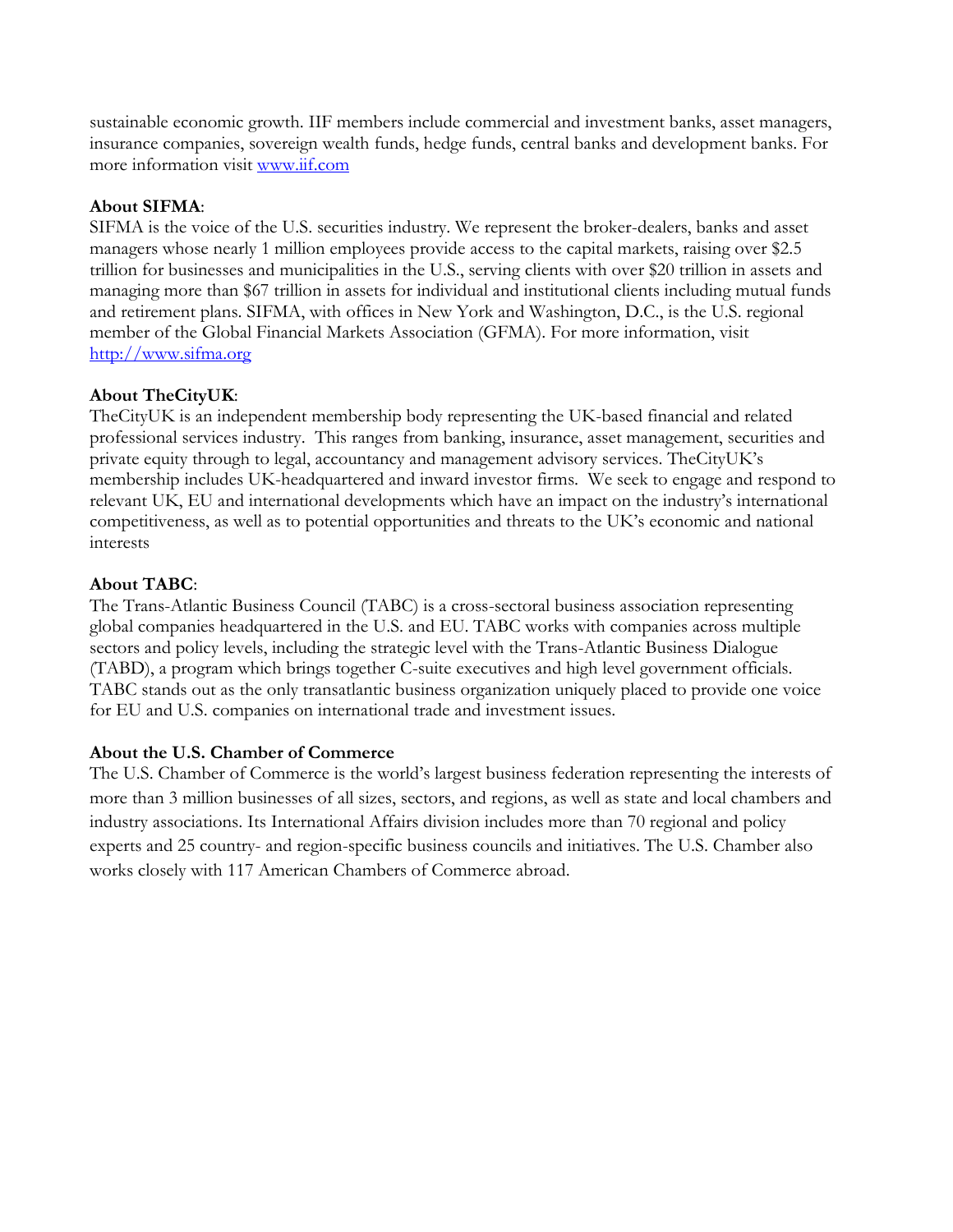sustainable economic growth. IIF members include commercial and investment banks, asset managers, insurance companies, sovereign wealth funds, hedge funds, central banks and development banks. For more information visit www.iif.com

**About SIFMA**:
SIFMA is the voice of the U.S. securities industry. We represent the broker-dealers, banks and asset managers whose nearly 1 million employees provide access to the capital markets, raising over $2.5 trillion for businesses and municipalities in the U.S., serving clients with over $20 trillion in assets and managing more than $67 trillion in assets for individual and institutional clients including mutual funds and retirement plans. SIFMA, with offices in New York and Washington, D.C., is the U.S. regional member of the Global Financial Markets Association (GFMA). For more information, visit http://www.sifma.org

**About TheCityUK**:
TheCityUK is an independent membership body representing the UK-based financial and related professional services industry. This ranges from banking, insurance, asset management, securities and private equity through to legal, accountancy and management advisory services. TheCityUK's membership includes UK-headquartered and inward investor firms. We seek to engage and respond to relevant UK, EU and international developments which have an impact on the industry's international competitiveness, as well as to potential opportunities and threats to the UK's economic and national interests

**About TABC**:
The Trans-Atlantic Business Council (TABC) is a cross-sectoral business association representing global companies headquartered in the U.S. and EU. TABC works with companies across multiple sectors and policy levels, including the strategic level with the Trans-Atlantic Business Dialogue (TABD), a program which brings together C-suite executives and high level government officials. TABC stands out as the only transatlantic business organization uniquely placed to provide one voice for EU and U.S. companies on international trade and investment issues.

**About the U.S. Chamber of Commerce**
The U.S. Chamber of Commerce is the world's largest business federation representing the interests of more than 3 million businesses of all sizes, sectors, and regions, as well as state and local chambers and industry associations. Its International Affairs division includes more than 70 regional and policy experts and 25 country- and region-specific business councils and initiatives. The U.S. Chamber also works closely with 117 American Chambers of Commerce abroad.